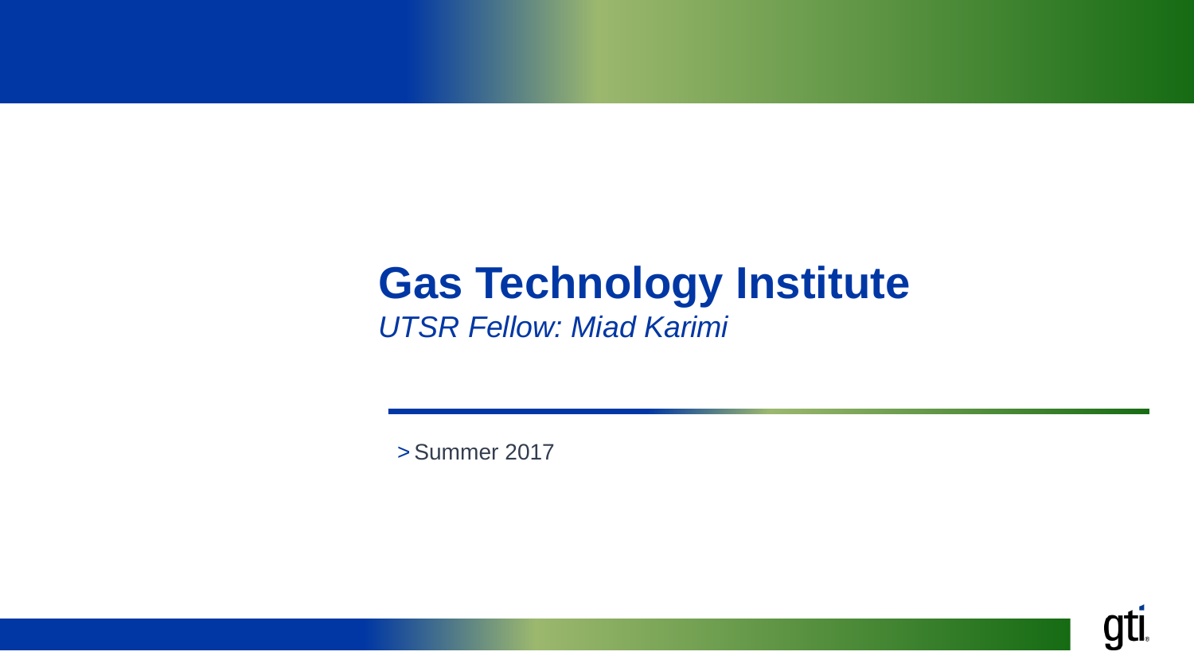# Gas Technology Institute

*UTSR Fellow: Miad Karimi*

> Summer 2017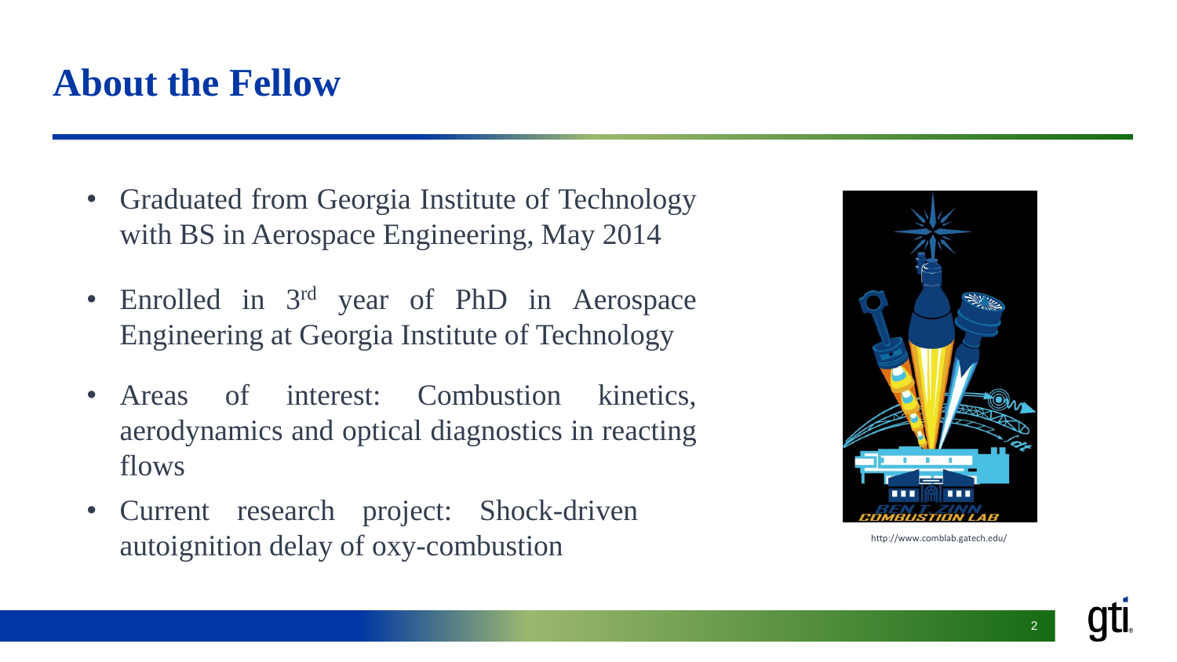# About the Fellow

- Graduated from Georgia Institute of Technology with BS in Aerospace Engineering, May 2014
- Enrolled in 3rd year of PhD in Aerospace Engineering at Georgia Institute of Technology
- Areas of interest: Combustion kinetics, aerodynamics and optical diagnostics in reacting flows
- Current research project: Shock-driven autoignition delay of oxy-combustion

http://www.comblab.gatech.edu/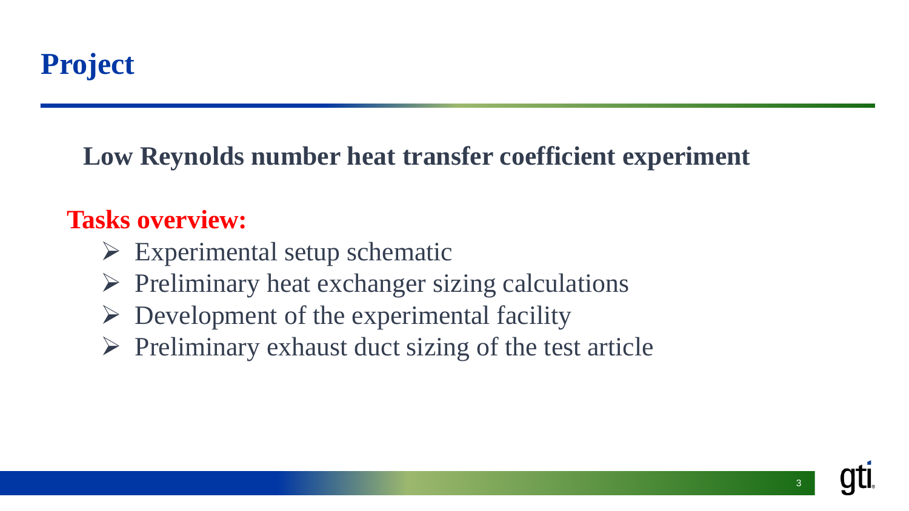# Project

## Low Reynolds number heat transfer coefficient experiment

**Tasks overview:**

- Experimental setup schematic
- Preliminary heat exchanger sizing calculations
- Development of the experimental facility
- Preliminary exhaust duct sizing of the test article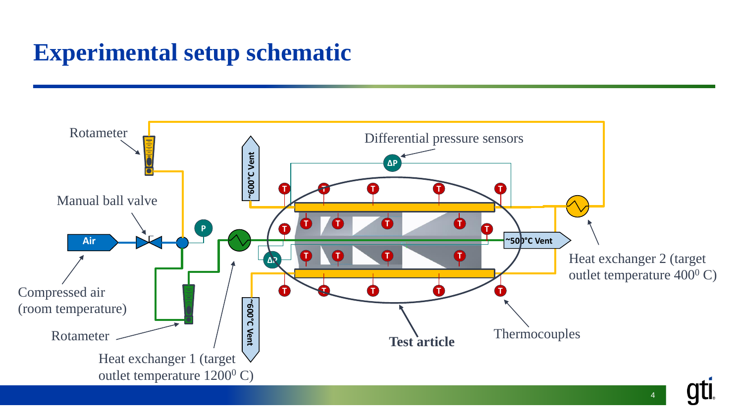# Experimental setup schematic

Rotameter

Manual ball valve

Air

Compressed air (room temperature)

Rotameter

Heat exchanger 1 (target outlet temperature 1200$^0$ C)

~600°C Vent

~600°C Vent

Differential pressure sensors

ΔP

ΔP

P

T

~500°C Vent

Heat exchanger 2 (target outlet temperature 400$^0$ C)

**Test article**

Thermocouples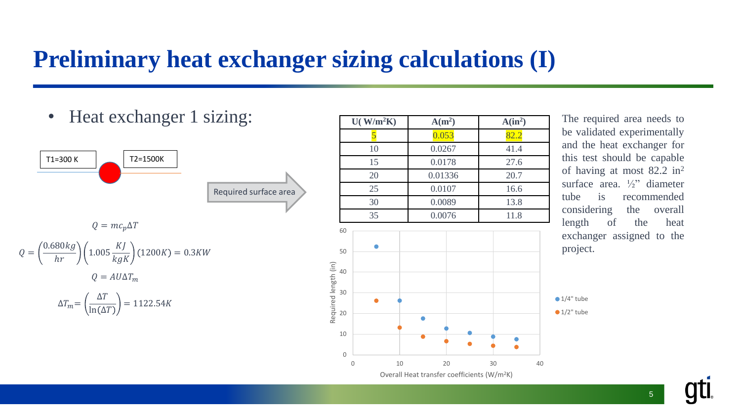# Preliminary heat exchanger sizing calculations (I)

- Heat exchanger 1 sizing:

T1=300 K

T2=1500K

Required surface area

$$Q = mc_p\Delta T$$

$$Q = \left(\frac{0.680kg}{hr}\right)\left(1.005\frac{KJ}{kgK}\right)(1200K) = 0.3KW$$

$$Q = AU\Delta T_m$$

$$\Delta T_m = \left(\frac{\Delta T}{\ln(\Delta T)}\right) = 1122.54K$$

| U( W/m²K) | A(m²) | A(in²) |
|---|---|---|
| 5 | 0.053 | 82.2 |
| 10 | 0.0267 | 41.4 |
| 15 | 0.0178 | 27.6 |
| 20 | 0.01336 | 20.7 |
| 25 | 0.0107 | 16.6 |
| 30 | 0.0089 | 13.8 |
| 35 | 0.0076 | 11.8 |

Required length (in)

Overall Heat transfer coefficients (W/m²K)

0 10 20 30 40

0 10 20 30 40 50 60

1/4" tube

1/2" tube

The required area needs to be validated experimentally and the heat exchanger for this test should be capable of having at most 82.2 in² surface area. ½" diameter tube is recommended considering the overall length of the heat exchanger assigned to the project.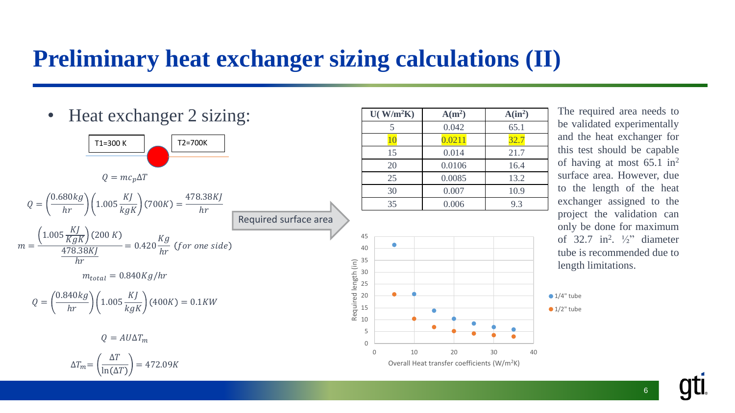# Preliminary heat exchanger sizing calculations (II)

- Heat exchanger 2 sizing:

T1=300 K  T2=700K

$$Q = mc_p\Delta T$$

$$Q = \left(\frac{0.680kg}{hr}\right)\left(1.005\frac{KJ}{kgK}\right)(700K) = \frac{478.38KJ}{hr}$$

$$m = \frac{\left(1.005\frac{KJ}{KgK}\right)(200\ K)}{\frac{478.38KJ}{hr}} = 0.420\frac{Kg}{hr}\ (for\ one\ side)$$

$$m_{total} = 0.840Kg/hr$$

$$Q = \left(\frac{0.840kg}{hr}\right)\left(1.005\frac{KJ}{kgK}\right)(400K) = 0.1KW$$

$$Q = AU\Delta T_m$$

$$\Delta T_m = \left(\frac{\Delta T}{\ln(\Delta T)}\right) = 472.09K$$

Required surface area

| U( W/m$^2$K) | A(m$^2$) | A(in$^2$) |
|---|---|---|
| 5 | 0.042 | 65.1 |
| 10 | 0.0211 | 32.7 |
| 15 | 0.014 | 21.7 |
| 20 | 0.0106 | 16.4 |
| 25 | 0.0085 | 13.2 |
| 30 | 0.007 | 10.9 |
| 35 | 0.006 | 9.3 |

The required area needs to be validated experimentally and the heat exchanger for this test should be capable of having at most 65.1 in$^2$ surface area. However, due to the length of the heat exchanger assigned to the project the validation can only be done for maximum of 32.7 in$^2$. ½" diameter tube is recommended due to length limitations.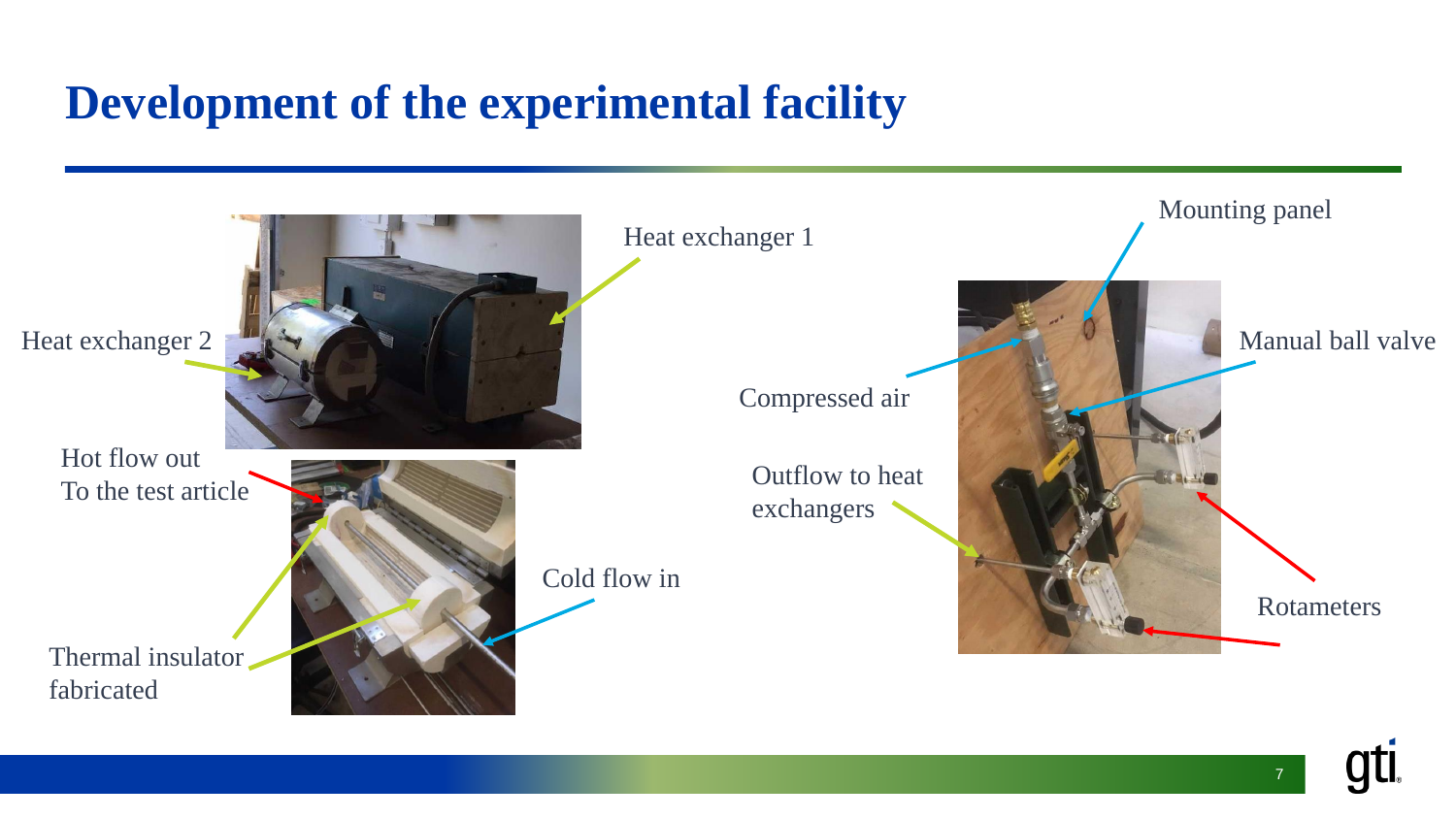# Development of the experimental facility

Heat exchanger 1

Heat exchanger 2

Hot flow out
To the test article

Cold flow in

Thermal insulator fabricated

Mounting panel

Manual ball valve

Compressed air

Outflow to heat exchangers

Rotameters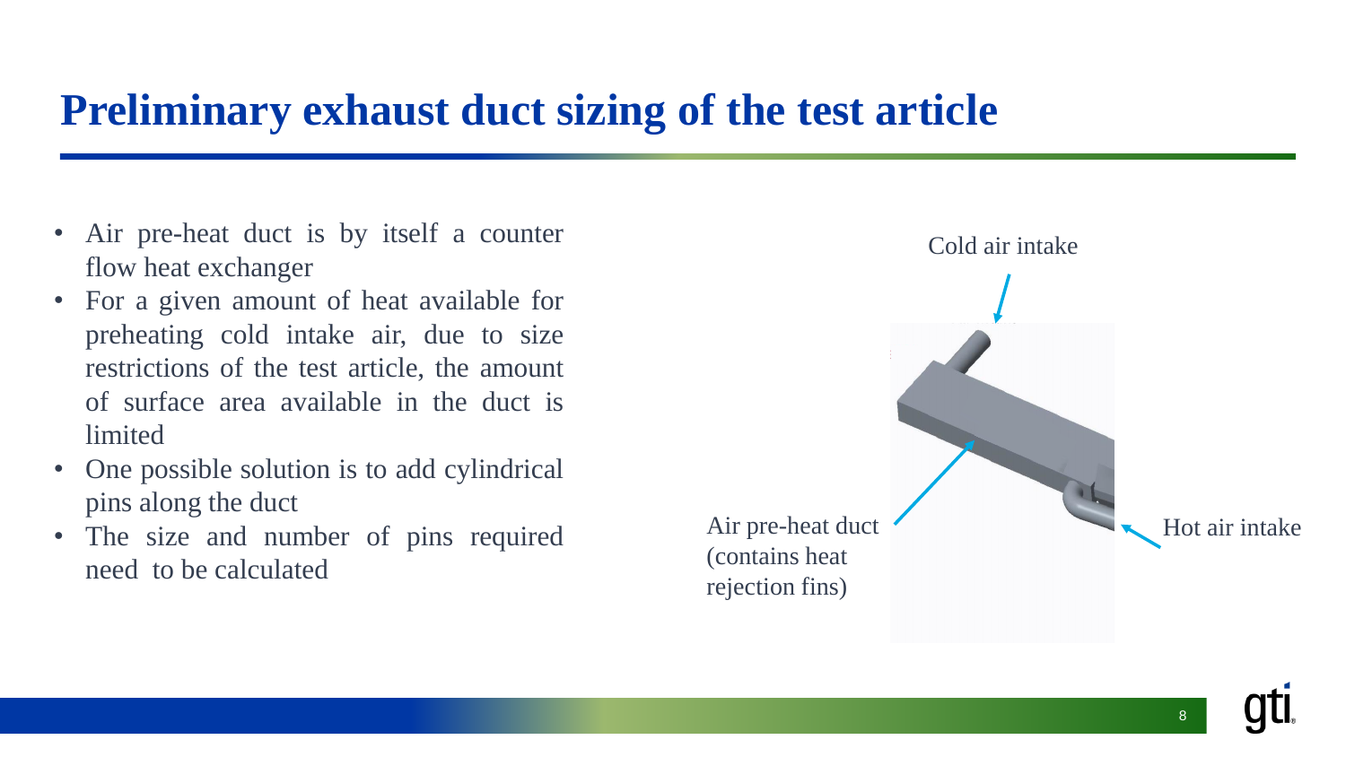# Preliminary exhaust duct sizing of the test article

- Air pre-heat duct is by itself a counter flow heat exchanger
- For a given amount of heat available for preheating cold intake air, due to size restrictions of the test article, the amount of surface area available in the duct is limited
- One possible solution is to add cylindrical pins along the duct
- The size and number of pins required need to be calculated

Cold air intake

Air pre-heat duct (contains heat rejection fins)

Hot air intake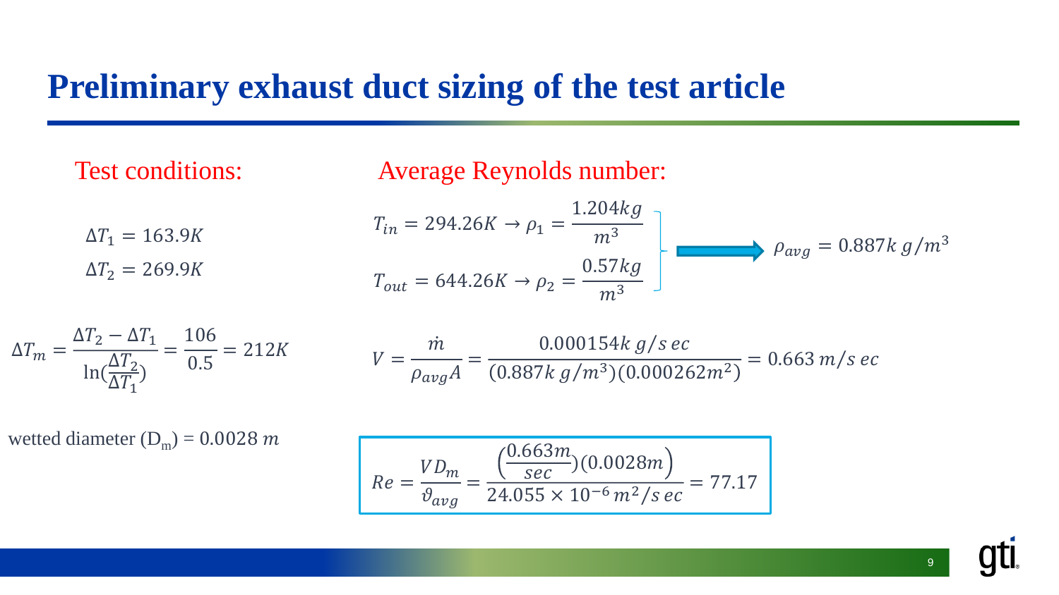# Preliminary exhaust duct sizing of the test article

## Test conditions:

$$\Delta T_1 = 163.9K$$

$$\Delta T_2 = 269.9K$$

$$\Delta T_m = \frac{\Delta T_2 - \Delta T_1}{\ln(\frac{\Delta T_2}{\Delta T_1})} = \frac{106}{0.5} = 212K$$

wetted diameter ($D_m$) = 0.0028 $m$

## Average Reynolds number:

$$T_{in} = 294.26K \rightarrow \rho_1 = \frac{1.204kg}{m^3}$$

$$T_{out} = 644.26K \rightarrow \rho_2 = \frac{0.57kg}{m^3}$$

$$\rho_{avg} = 0.887k\,g/m^3$$

$$V = \frac{\dot{m}}{\rho_{avg} A} = \frac{0.000154k\,g/sec}{(0.887k\,g/m^3)(0.000262m^2)} = 0.663\,m/sec$$

$$Re = \frac{V D_m}{\vartheta_{avg}} = \frac{\left(\frac{0.663m}{sec}\right)(0.0028m)}{24.055 \times 10^{-6}\,m^2/sec} = 77.17$$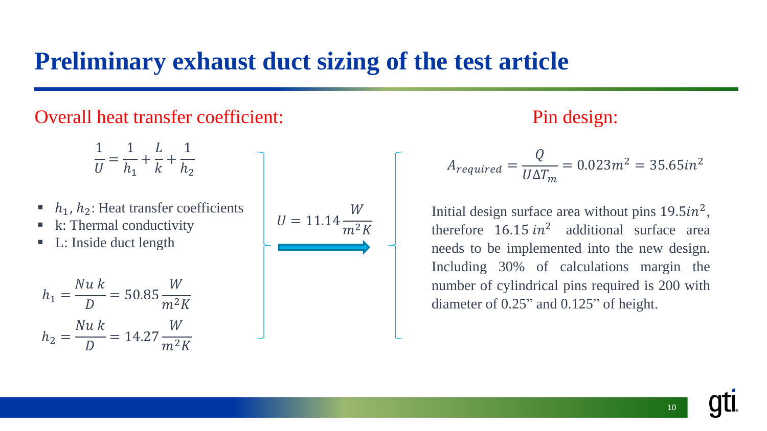# Preliminary exhaust duct sizing of the test article

## Overall heat transfer coefficient:

$$\frac{1}{U} = \frac{1}{h_1} + \frac{L}{k} + \frac{1}{h_2}$$

- $h_1, h_2$: Heat transfer coefficients
- k: Thermal conductivity
- L: Inside duct length

$$h_1 = \frac{Nu\,k}{D} = 50.85\,\frac{W}{m^2K}$$

$$h_2 = \frac{Nu\,k}{D} = 14.27\,\frac{W}{m^2K}$$

$$U = 11.14\,\frac{W}{m^2K}$$

## Pin design:

$$A_{required} = \frac{Q}{U\Delta T_m} = 0.023m^2 = 35.65in^2$$

Initial design surface area without pins $19.5in^2$, therefore $16.15\ in^2$ additional surface area needs to be implemented into the new design. Including 30% of calculations margin the number of cylindrical pins required is 200 with diameter of 0.25" and 0.125" of height.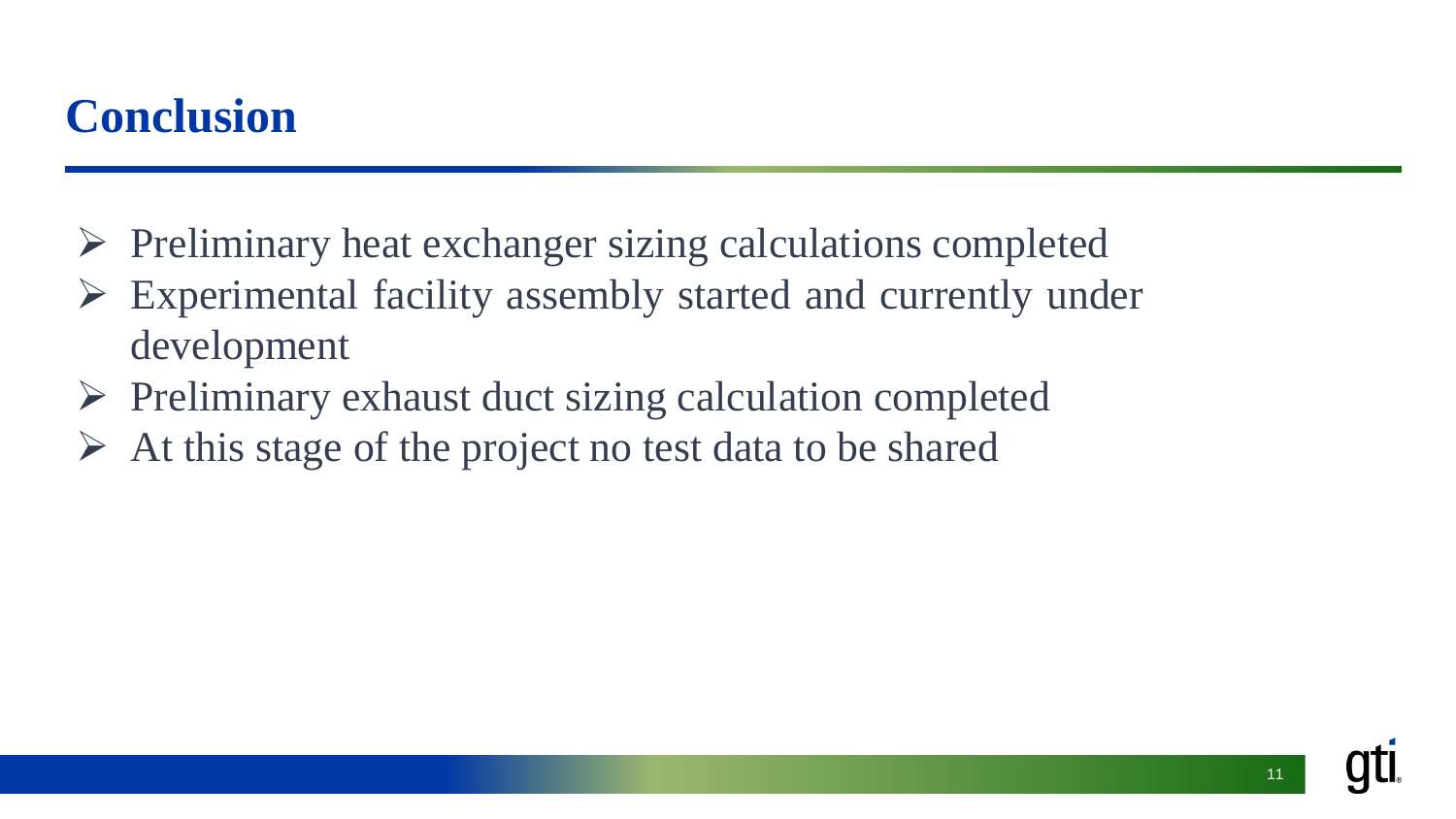# Conclusion

- Preliminary heat exchanger sizing calculations completed
- Experimental facility assembly started and currently under development
- Preliminary exhaust duct sizing calculation completed
- At this stage of the project no test data to be shared